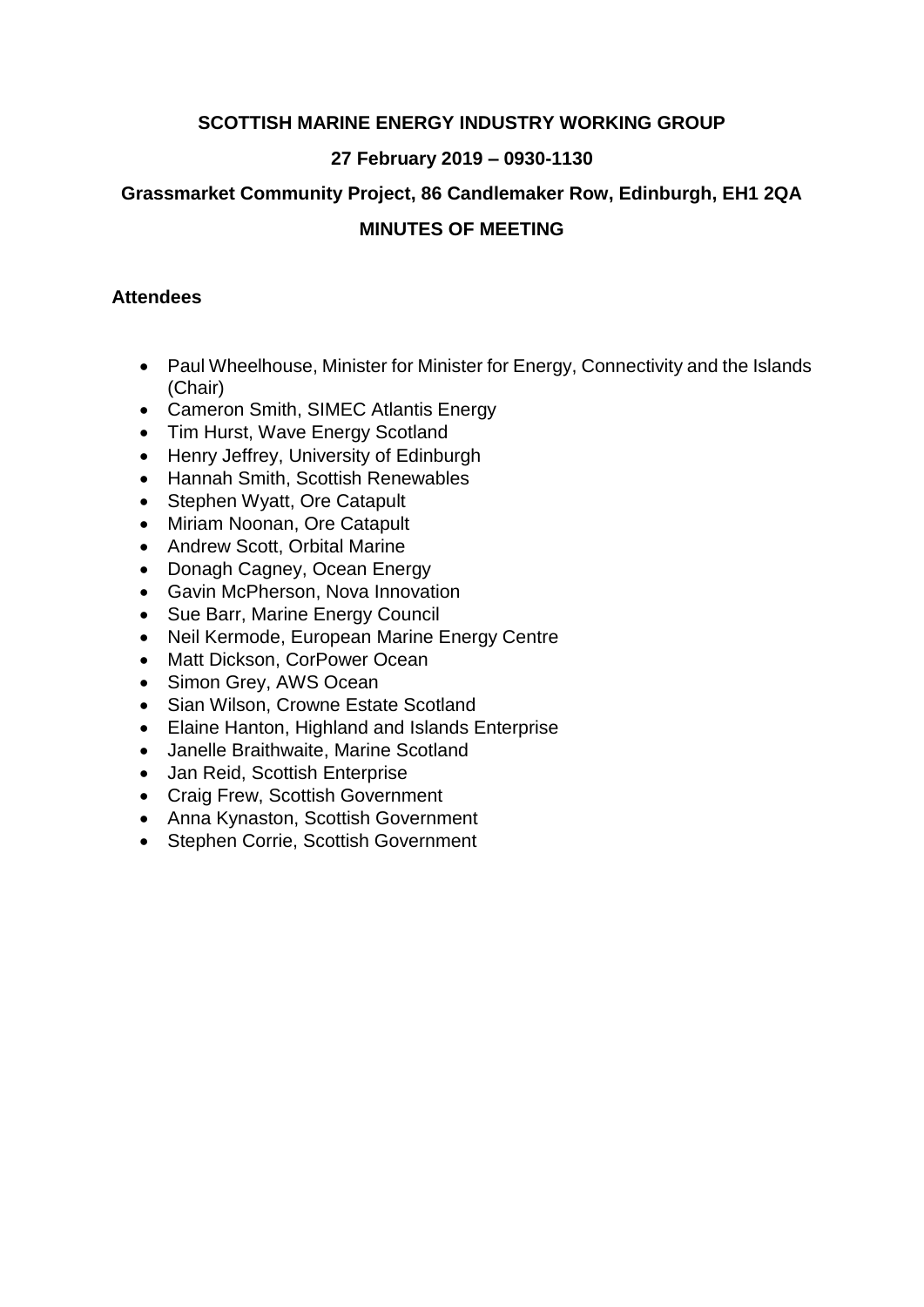**SCOTTISH MARINE ENERGY INDUSTRY WORKING GROUP**

**27 February 2019 – 0930-1130**

**Grassmarket Community Project, 86 Candlemaker Row, Edinburgh, EH1 2QA**

**MINUTES OF MEETING**

**Attendees**

- Paul Wheelhouse, Minister for Minister for Energy, Connectivity and the Islands (Chair)
- Cameron Smith, SIMEC Atlantis Energy
- Tim Hurst, Wave Energy Scotland
- Henry Jeffrey, University of Edinburgh
- Hannah Smith, Scottish Renewables
- Stephen Wyatt, Ore Catapult
- Miriam Noonan, Ore Catapult
- Andrew Scott, Orbital Marine
- Donagh Cagney, Ocean Energy
- Gavin McPherson, Nova Innovation
- Sue Barr, Marine Energy Council
- Neil Kermode, European Marine Energy Centre
- Matt Dickson, CorPower Ocean
- Simon Grey, AWS Ocean
- Sian Wilson, Crowne Estate Scotland
- Elaine Hanton, Highland and Islands Enterprise
- Janelle Braithwaite, Marine Scotland
- Jan Reid, Scottish Enterprise
- Craig Frew, Scottish Government
- Anna Kynaston, Scottish Government
- Stephen Corrie, Scottish Government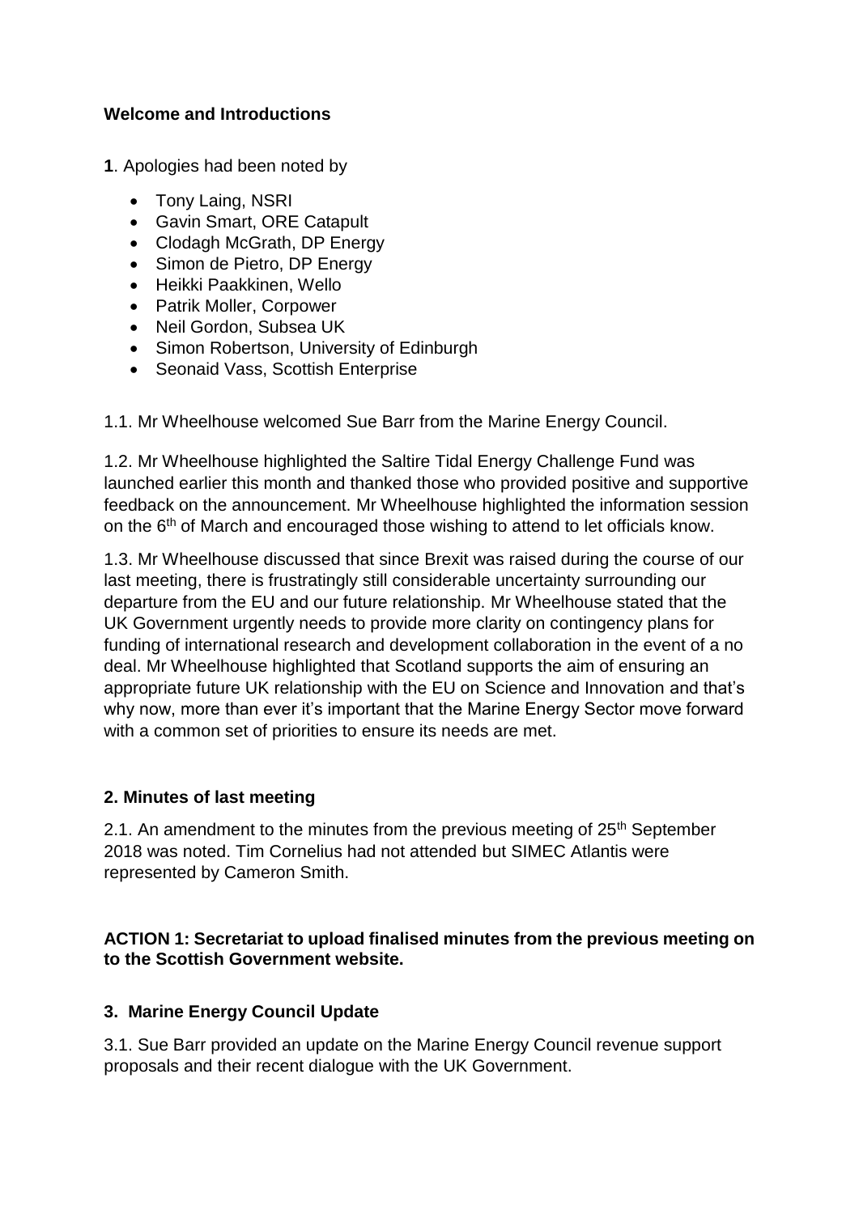**Welcome and Introductions**

**1**. Apologies had been noted by

- Tony Laing, NSRI
- Gavin Smart, ORE Catapult
- Clodagh McGrath, DP Energy
- Simon de Pietro, DP Energy
- Heikki Paakkinen, Wello
- Patrik Moller, Corpower
- Neil Gordon, Subsea UK
- Simon Robertson, University of Edinburgh
- Seonaid Vass, Scottish Enterprise

1.1. Mr Wheelhouse welcomed Sue Barr from the Marine Energy Council.

1.2. Mr Wheelhouse highlighted the Saltire Tidal Energy Challenge Fund was launched earlier this month and thanked those who provided positive and supportive feedback on the announcement. Mr Wheelhouse highlighted the information session on the 6th of March and encouraged those wishing to attend to let officials know.

1.3. Mr Wheelhouse discussed that since Brexit was raised during the course of our last meeting, there is frustratingly still considerable uncertainty surrounding our departure from the EU and our future relationship. Mr Wheelhouse stated that the UK Government urgently needs to provide more clarity on contingency plans for funding of international research and development collaboration in the event of a no deal. Mr Wheelhouse highlighted that Scotland supports the aim of ensuring an appropriate future UK relationship with the EU on Science and Innovation and that's why now, more than ever it's important that the Marine Energy Sector move forward with a common set of priorities to ensure its needs are met.

**2. Minutes of last meeting**

2.1. An amendment to the minutes from the previous meeting of 25th September 2018 was noted. Tim Cornelius had not attended but SIMEC Atlantis were represented by Cameron Smith.

**ACTION 1: Secretariat to upload finalised minutes from the previous meeting on to the Scottish Government website.**

**3. Marine Energy Council Update**

3.1. Sue Barr provided an update on the Marine Energy Council revenue support proposals and their recent dialogue with the UK Government.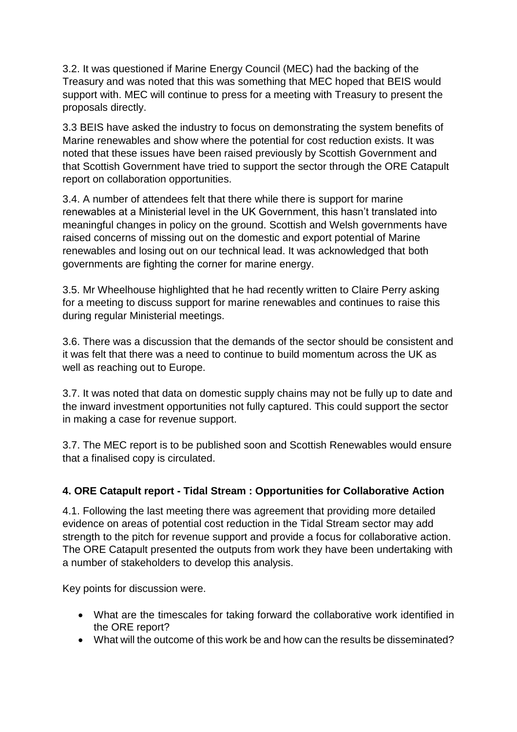3.2. It was questioned if Marine Energy Council (MEC) had the backing of the Treasury and was noted that this was something that MEC hoped that BEIS would support with. MEC will continue to press for a meeting with Treasury to present the proposals directly.

3.3 BEIS have asked the industry to focus on demonstrating the system benefits of Marine renewables and show where the potential for cost reduction exists. It was noted that these issues have been raised previously by Scottish Government and that Scottish Government have tried to support the sector through the ORE Catapult report on collaboration opportunities.

3.4. A number of attendees felt that there while there is support for marine renewables at a Ministerial level in the UK Government, this hasn't translated into meaningful changes in policy on the ground. Scottish and Welsh governments have raised concerns of missing out on the domestic and export potential of Marine renewables and losing out on our technical lead. It was acknowledged that both governments are fighting the corner for marine energy.

3.5. Mr Wheelhouse highlighted that he had recently written to Claire Perry asking for a meeting to discuss support for marine renewables and continues to raise this during regular Ministerial meetings.

3.6. There was a discussion that the demands of the sector should be consistent and it was felt that there was a need to continue to build momentum across the UK as well as reaching out to Europe.

3.7. It was noted that data on domestic supply chains may not be fully up to date and the inward investment opportunities not fully captured. This could support the sector in making a case for revenue support.

3.7. The MEC report is to be published soon and Scottish Renewables would ensure that a finalised copy is circulated.

## 4. ORE Catapult report - Tidal Stream : Opportunities for Collaborative Action

4.1. Following the last meeting there was agreement that providing more detailed evidence on areas of potential cost reduction in the Tidal Stream sector may add strength to the pitch for revenue support and provide a focus for collaborative action. The ORE Catapult presented the outputs from work they have been undertaking with a number of stakeholders to develop this analysis.

Key points for discussion were.

- What are the timescales for taking forward the collaborative work identified in the ORE report?
- What will the outcome of this work be and how can the results be disseminated?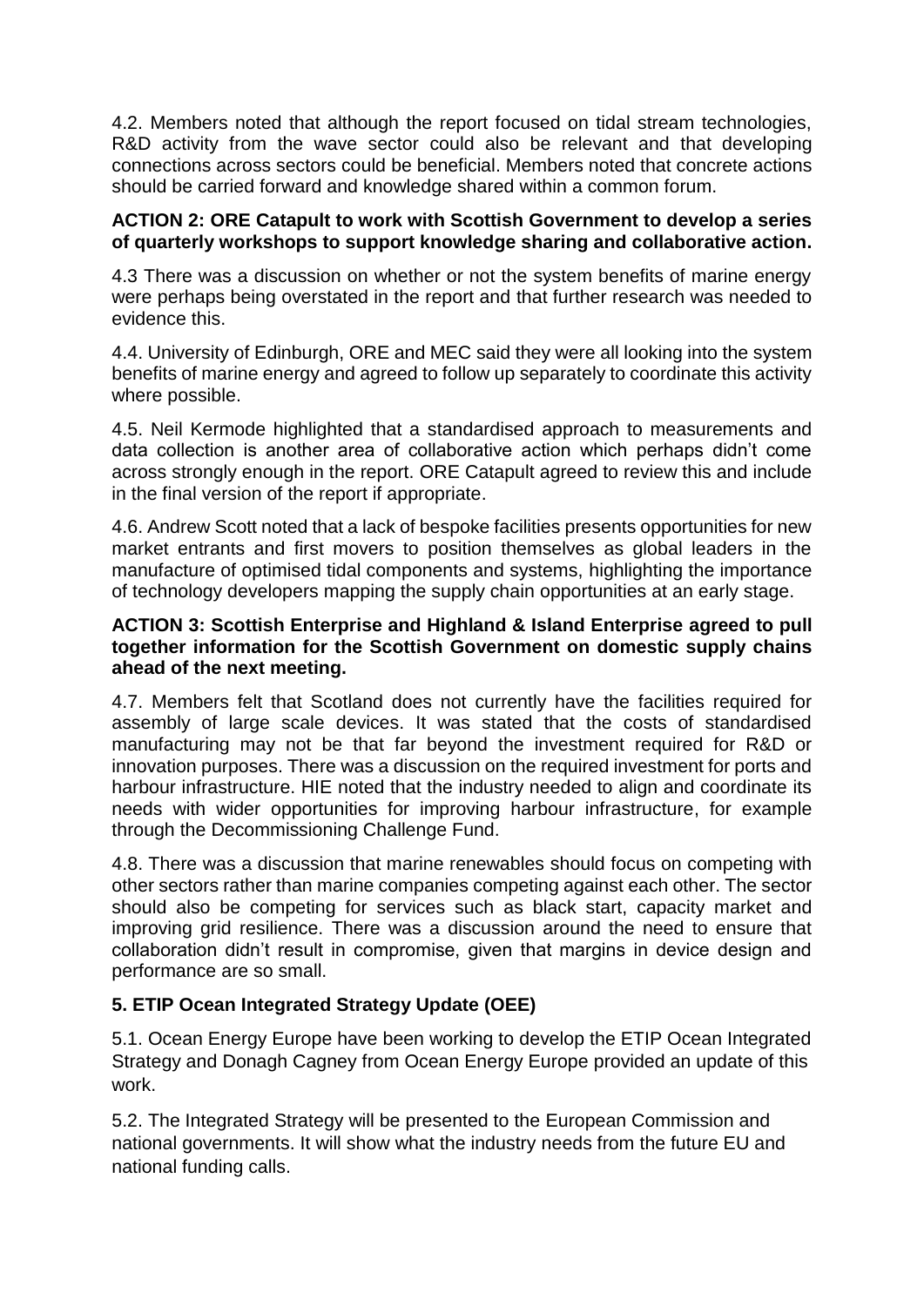4.2. Members noted that although the report focused on tidal stream technologies, R&D activity from the wave sector could also be relevant and that developing connections across sectors could be beneficial. Members noted that concrete actions should be carried forward and knowledge shared within a common forum.

**ACTION 2: ORE Catapult to work with Scottish Government to develop a series of quarterly workshops to support knowledge sharing and collaborative action.**

4.3 There was a discussion on whether or not the system benefits of marine energy were perhaps being overstated in the report and that further research was needed to evidence this.

4.4. University of Edinburgh, ORE and MEC said they were all looking into the system benefits of marine energy and agreed to follow up separately to coordinate this activity where possible.

4.5. Neil Kermode highlighted that a standardised approach to measurements and data collection is another area of collaborative action which perhaps didn't come across strongly enough in the report. ORE Catapult agreed to review this and include in the final version of the report if appropriate.

4.6. Andrew Scott noted that a lack of bespoke facilities presents opportunities for new market entrants and first movers to position themselves as global leaders in the manufacture of optimised tidal components and systems, highlighting the importance of technology developers mapping the supply chain opportunities at an early stage.

**ACTION 3: Scottish Enterprise and Highland & Island Enterprise agreed to pull together information for the Scottish Government on domestic supply chains ahead of the next meeting.**

4.7. Members felt that Scotland does not currently have the facilities required for assembly of large scale devices. It was stated that the costs of standardised manufacturing may not be that far beyond the investment required for R&D or innovation purposes. There was a discussion on the required investment for ports and harbour infrastructure. HIE noted that the industry needed to align and coordinate its needs with wider opportunities for improving harbour infrastructure, for example through the Decommissioning Challenge Fund.

4.8. There was a discussion that marine renewables should focus on competing with other sectors rather than marine companies competing against each other. The sector should also be competing for services such as black start, capacity market and improving grid resilience. There was a discussion around the need to ensure that collaboration didn't result in compromise, given that margins in device design and performance are so small.

## 5. ETIP Ocean Integrated Strategy Update (OEE)

5.1. Ocean Energy Europe have been working to develop the ETIP Ocean Integrated Strategy and Donagh Cagney from Ocean Energy Europe provided an update of this work.

5.2. The Integrated Strategy will be presented to the European Commission and national governments. It will show what the industry needs from the future EU and national funding calls.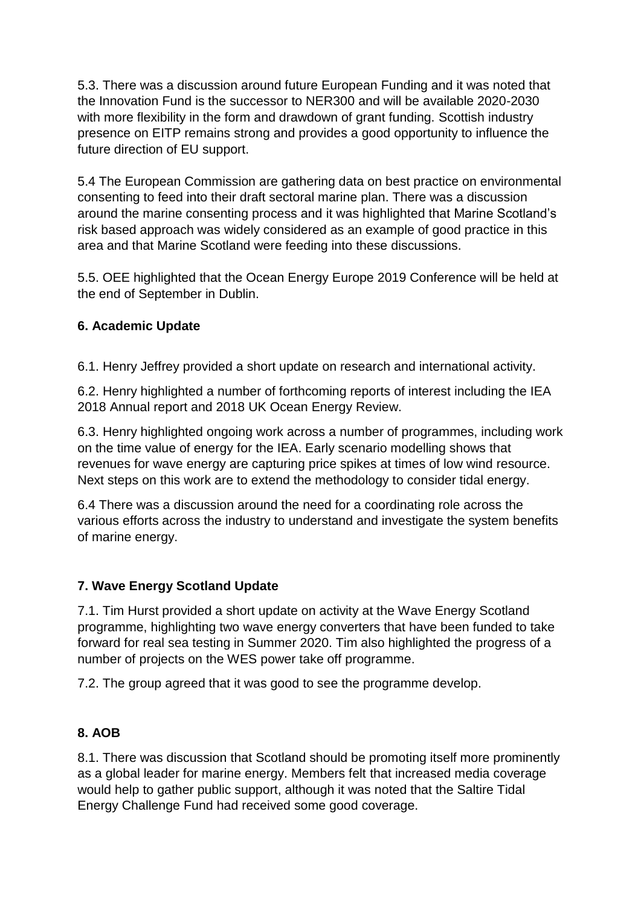5.3. There was a discussion around future European Funding and it was noted that the Innovation Fund is the successor to NER300 and will be available 2020-2030 with more flexibility in the form and drawdown of grant funding. Scottish industry presence on EITP remains strong and provides a good opportunity to influence the future direction of EU support.

5.4 The European Commission are gathering data on best practice on environmental consenting to feed into their draft sectoral marine plan. There was a discussion around the marine consenting process and it was highlighted that Marine Scotland's risk based approach was widely considered as an example of good practice in this area and that Marine Scotland were feeding into these discussions.

5.5. OEE highlighted that the Ocean Energy Europe 2019 Conference will be held at the end of September in Dublin.

## 6. Academic Update

6.1. Henry Jeffrey provided a short update on research and international activity.

6.2. Henry highlighted a number of forthcoming reports of interest including the IEA 2018 Annual report and 2018 UK Ocean Energy Review.

6.3. Henry highlighted ongoing work across a number of programmes, including work on the time value of energy for the IEA. Early scenario modelling shows that revenues for wave energy are capturing price spikes at times of low wind resource. Next steps on this work are to extend the methodology to consider tidal energy.

6.4 There was a discussion around the need for a coordinating role across the various efforts across the industry to understand and investigate the system benefits of marine energy.

## 7. Wave Energy Scotland Update

7.1. Tim Hurst provided a short update on activity at the Wave Energy Scotland programme, highlighting two wave energy converters that have been funded to take forward for real sea testing in Summer 2020. Tim also highlighted the progress of a number of projects on the WES power take off programme.

7.2. The group agreed that it was good to see the programme develop.

## 8. AOB

8.1. There was discussion that Scotland should be promoting itself more prominently as a global leader for marine energy. Members felt that increased media coverage would help to gather public support, although it was noted that the Saltire Tidal Energy Challenge Fund had received some good coverage.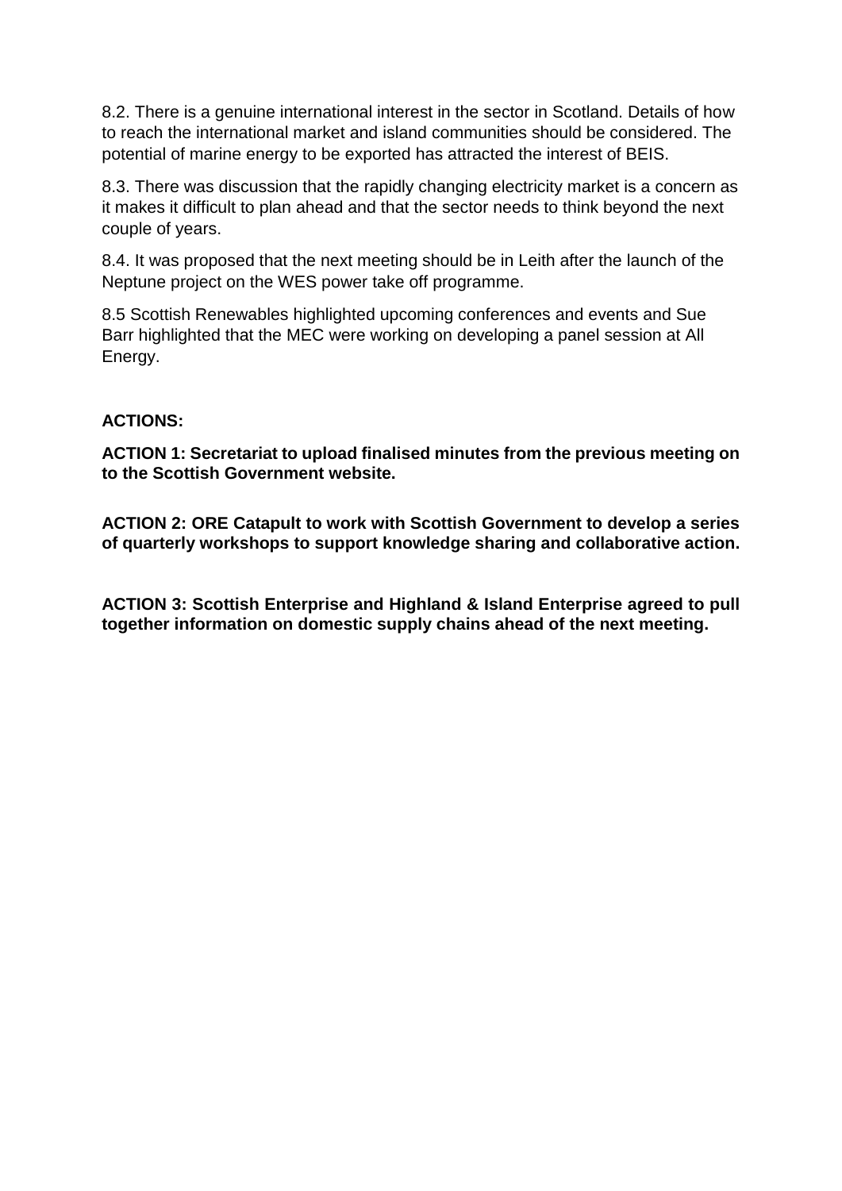8.2. There is a genuine international interest in the sector in Scotland. Details of how to reach the international market and island communities should be considered. The potential of marine energy to be exported has attracted the interest of BEIS.

8.3. There was discussion that the rapidly changing electricity market is a concern as it makes it difficult to plan ahead and that the sector needs to think beyond the next couple of years.

8.4. It was proposed that the next meeting should be in Leith after the launch of the Neptune project on the WES power take off programme.

8.5 Scottish Renewables highlighted upcoming conferences and events and Sue Barr highlighted that the MEC were working on developing a panel session at All Energy.

**ACTIONS:**

**ACTION 1: Secretariat to upload finalised minutes from the previous meeting on to the Scottish Government website.**

**ACTION 2: ORE Catapult to work with Scottish Government to develop a series of quarterly workshops to support knowledge sharing and collaborative action.**

**ACTION 3: Scottish Enterprise and Highland & Island Enterprise agreed to pull together information on domestic supply chains ahead of the next meeting.**